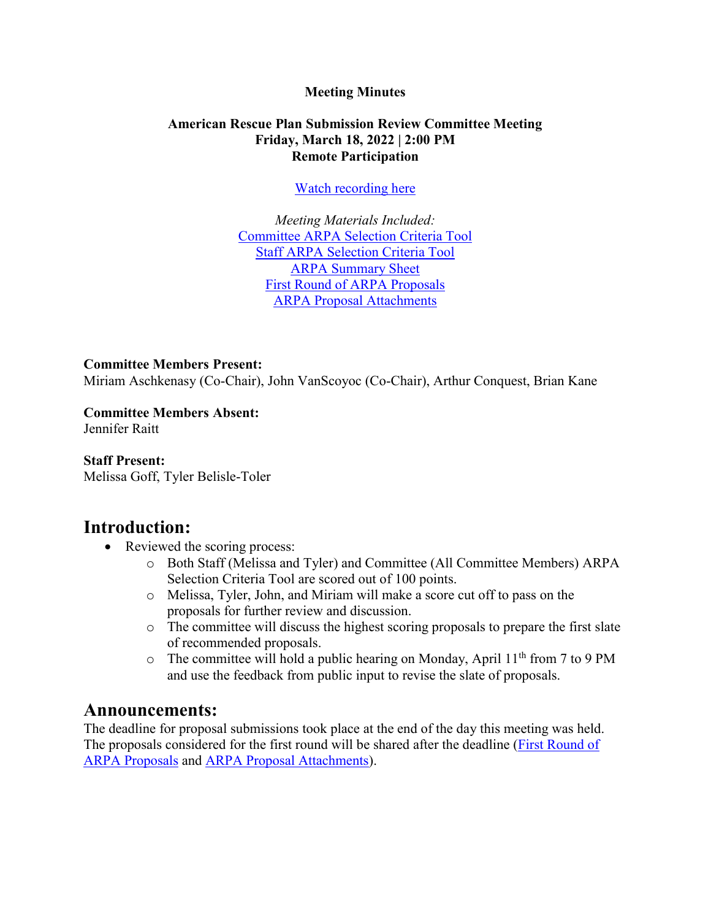**Meeting Minutes**

**American Rescue Plan Submission Review Committee Meeting**
**Friday, March 18, 2022 | 2:00 PM**
**Remote Participation**

[Watch recording here]

*Meeting Materials Included:*
[Committee ARPA Selection Criteria Tool]
[Staff ARPA Selection Criteria Tool]
[ARPA Summary Sheet]
[First Round of ARPA Proposals]
[ARPA Proposal Attachments]

**Committee Members Present:**
Miriam Aschkenasy (Co-Chair), John VanScoyoc (Co-Chair), Arthur Conquest, Brian Kane

**Committee Members Absent:**
Jennifer Raitt

**Staff Present:**
Melissa Goff, Tyler Belisle-Toler

## Introduction:

- Reviewed the scoring process:
  - Both Staff (Melissa and Tyler) and Committee (All Committee Members) ARPA Selection Criteria Tool are scored out of 100 points.
  - Melissa, Tyler, John, and Miriam will make a score cut off to pass on the proposals for further review and discussion.
  - The committee will discuss the highest scoring proposals to prepare the first slate of recommended proposals.
  - The committee will hold a public hearing on Monday, April 11th from 7 to 9 PM and use the feedback from public input to revise the slate of proposals.

## Announcements:

The deadline for proposal submissions took place at the end of the day this meeting was held. The proposals considered for the first round will be shared after the deadline ([First Round of ARPA Proposals] and [ARPA Proposal Attachments]).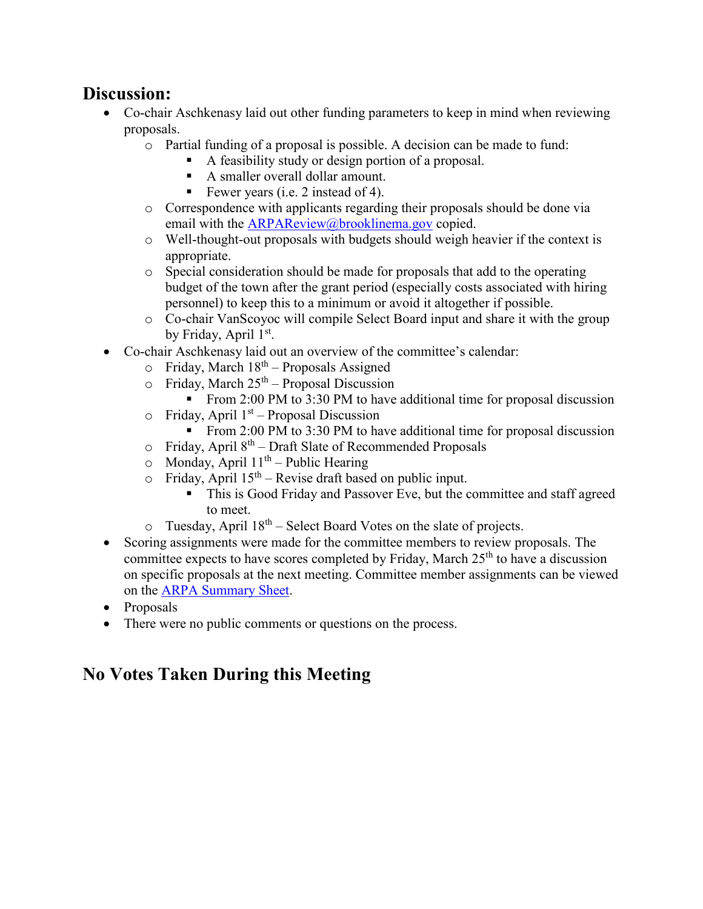## Discussion:

- Co-chair Aschkenasy laid out other funding parameters to keep in mind when reviewing proposals.
  - Partial funding of a proposal is possible. A decision can be made to fund:
    - A feasibility study or design portion of a proposal.
    - A smaller overall dollar amount.
    - Fewer years (i.e. 2 instead of 4).
  - Correspondence with applicants regarding their proposals should be done via email with the [ARPAReview@brooklinema.gov](mailto:ARPAReview@brooklinema.gov) copied.
  - Well-thought-out proposals with budgets should weigh heavier if the context is appropriate.
  - Special consideration should be made for proposals that add to the operating budget of the town after the grant period (especially costs associated with hiring personnel) to keep this to a minimum or avoid it altogether if possible.
  - Co-chair VanScoyoc will compile Select Board input and share it with the group by Friday, April 1st.
- Co-chair Aschkenasy laid out an overview of the committee's calendar:
  - Friday, March 18th – Proposals Assigned
  - Friday, March 25th – Proposal Discussion
    - From 2:00 PM to 3:30 PM to have additional time for proposal discussion
  - Friday, April 1st – Proposal Discussion
    - From 2:00 PM to 3:30 PM to have additional time for proposal discussion
  - Friday, April 8th – Draft Slate of Recommended Proposals
  - Monday, April 11th – Public Hearing
  - Friday, April 15th – Revise draft based on public input.
    - This is Good Friday and Passover Eve, but the committee and staff agreed to meet.
  - Tuesday, April 18th – Select Board Votes on the slate of projects.
- Scoring assignments were made for the committee members to review proposals. The committee expects to have scores completed by Friday, March 25th to have a discussion on specific proposals at the next meeting. Committee member assignments can be viewed on the ARPA Summary Sheet.
- Proposals
- There were no public comments or questions on the process.

## No Votes Taken During this Meeting